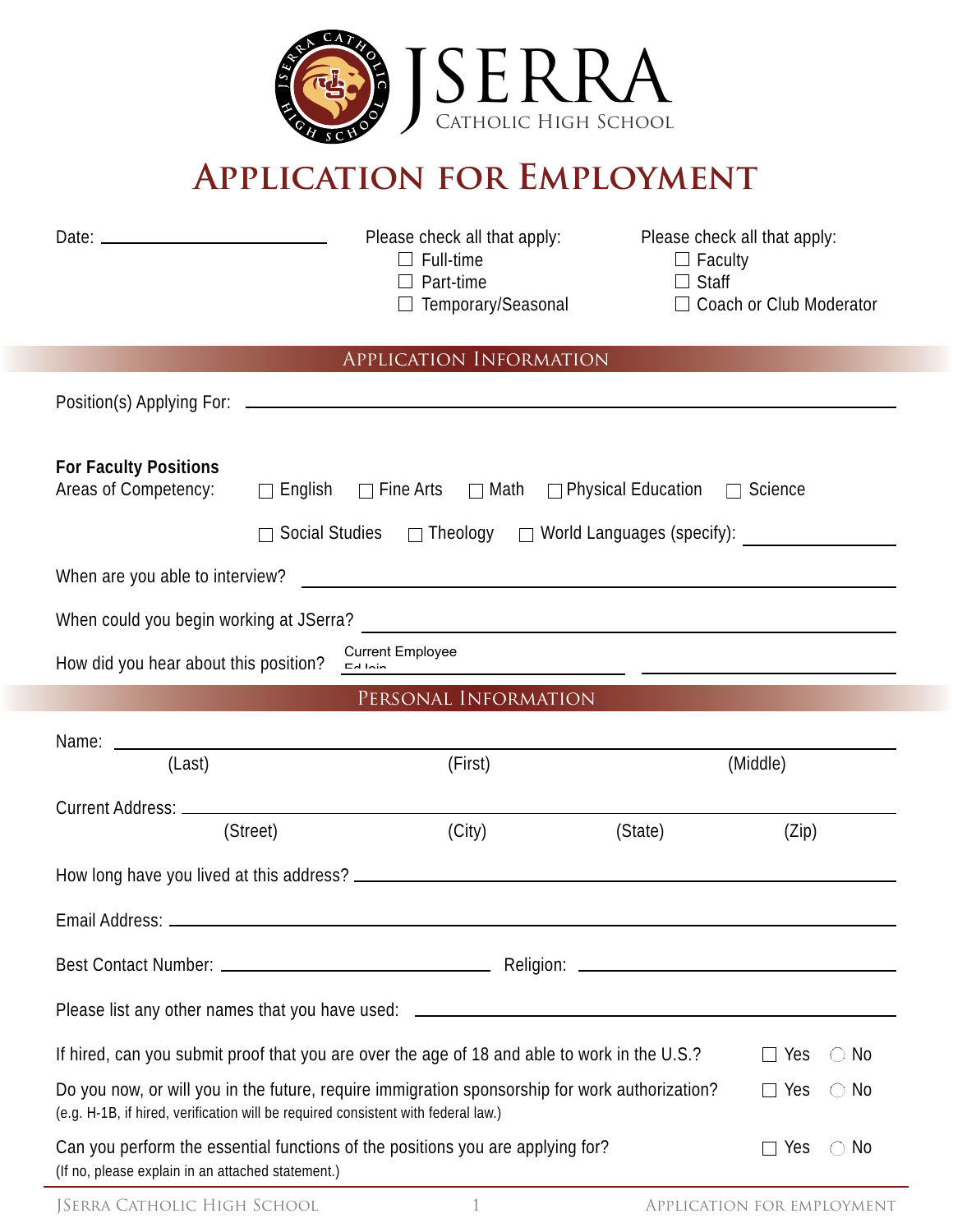# JSERRA
CATHOLIC HIGH SCHOOL

# APPLICATION FOR EMPLOYMENT

Date: ______________________

Please check all that apply:
- ☐ Full-time
- ☐ Part-time
- ☐ Temporary/Seasonal

Please check all that apply:
- ☐ Faculty
- ☐ Staff
- ☐ Coach or Club Moderator

## APPLICATION INFORMATION

Position(s) Applying For: ______________________________________________

**For Faculty Positions**
Areas of Competency: ☐ English ☐ Fine Arts ☐ Math ☐ Physical Education ☐ Science ☐ Social Studies ☐ Theology ☐ World Languages (specify): ______________

When are you able to interview? ______________________________________________

When could you begin working at JSerra? ______________________________________________

How did you hear about this position? Current Employee / Ed Join ______________ ______________

## PERSONAL INFORMATION

Name: ______________________________________________
(Last) (First) (Middle)

Current Address: ______________________________________________
(Street) (City) (State) (Zip)

How long have you lived at this address? ______________________________________________

Email Address: ______________________________________________

Best Contact Number: ______________________ Religion: ______________________

Please list any other names that you have used: ______________________________________________

If hired, can you submit proof that you are over the age of 18 and able to work in the U.S.? ☐ Yes ○ No

Do you now, or will you in the future, require immigration sponsorship for work authorization? ☐ Yes ○ No
(e.g. H-1B, if hired, verification will be required consistent with federal law.)

Can you perform the essential functions of the positions you are applying for? ☐ Yes ○ No
(If no, please explain in an attached statement.)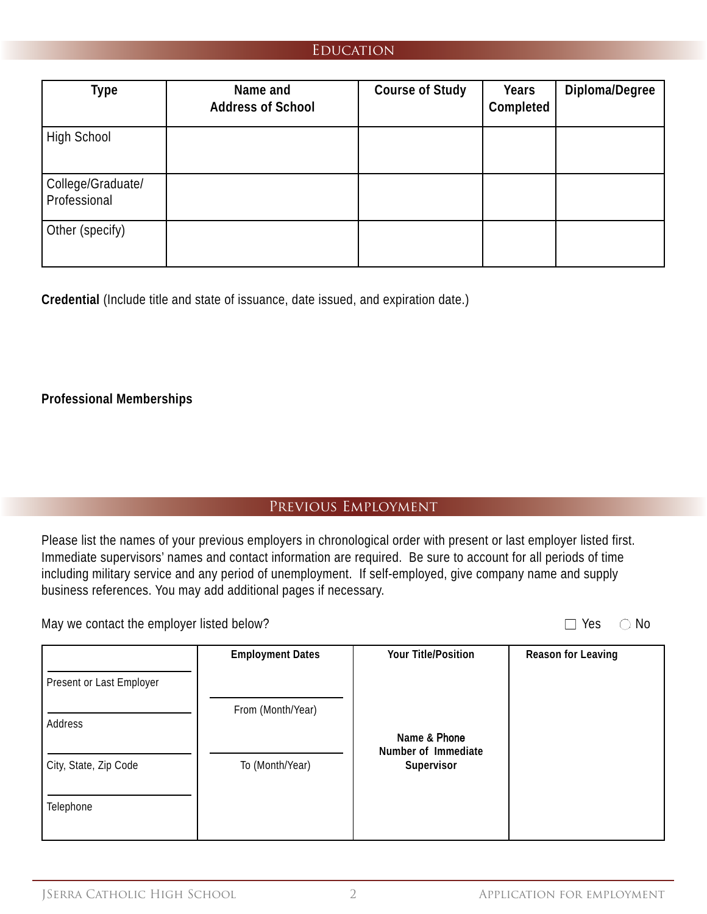## Education

| Type | Name and Address of School | Course of Study | Years Completed | Diploma/Degree |
|---|---|---|---|---|
| High School | | | | |
| College/Graduate/ Professional | | | | |
| Other (specify) | | | | |

**Credential** (Include title and state of issuance, date issued, and expiration date.)

**Professional Memberships**

## Previous Employment

Please list the names of your previous employers in chronological order with present or last employer listed first. Immediate supervisors' names and contact information are required. Be sure to account for all periods of time including military service and any period of unemployment. If self-employed, give company name and supply business references. You may add additional pages if necessary.

May we contact the employer listed below? ☐ Yes ◯ No

| | Employment Dates | Your Title/Position | Reason for Leaving |
|---|---|---|---|
| Present or Last Employer<br>Address<br>City, State, Zip Code<br>Telephone | From (Month/Year)<br>To (Month/Year) | Name & Phone Number of Immediate Supervisor | |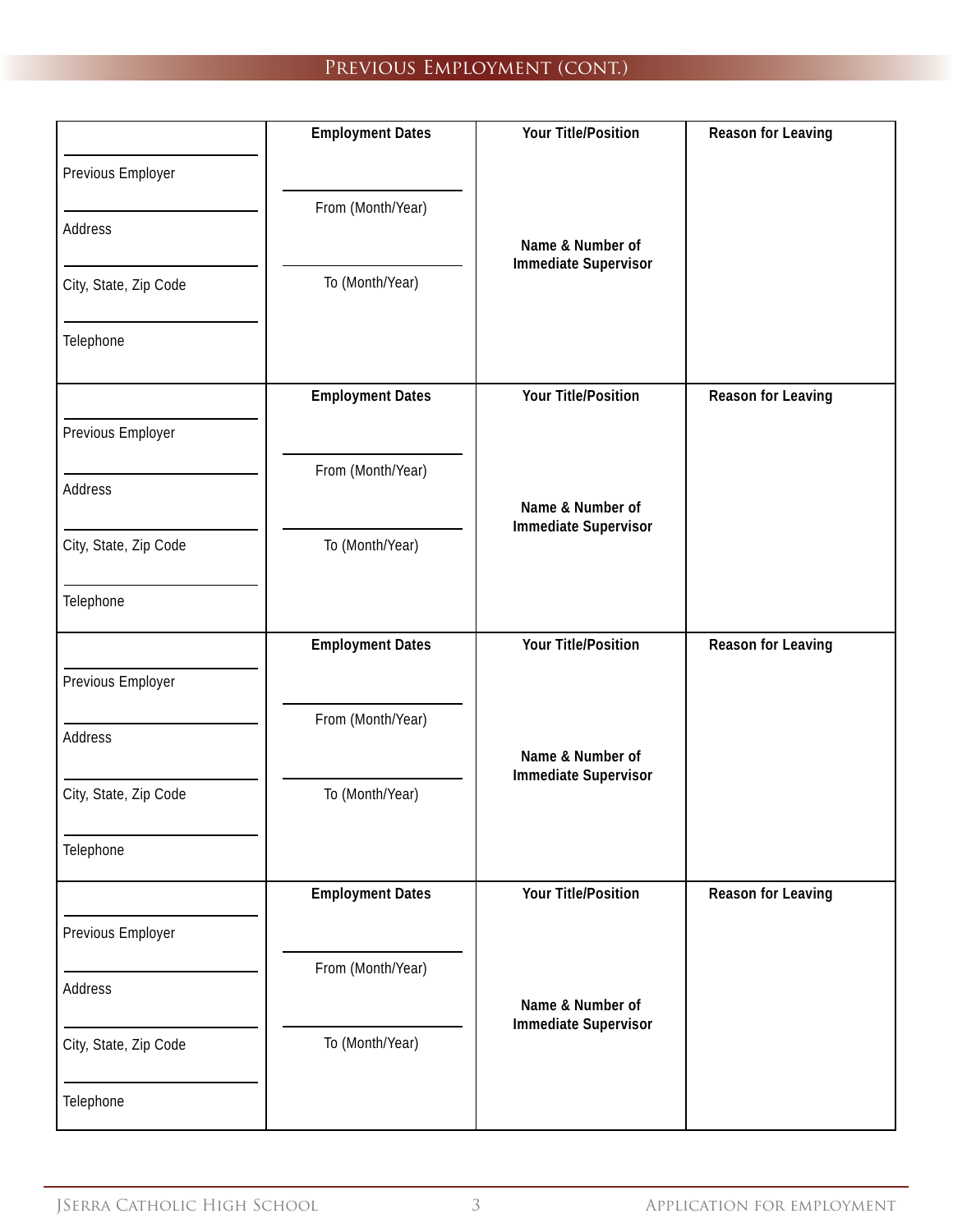## Previous Employment (cont.)

| | | | |
|---|---|---|---|
| Previous Employer<br>Address<br>City, State, Zip Code<br>Telephone | **Employment Dates**<br>From (Month/Year)<br>To (Month/Year) | **Your Title/Position**<br>**Name & Number of Immediate Supervisor** | **Reason for Leaving** |
| Previous Employer<br>Address<br>City, State, Zip Code<br>Telephone | **Employment Dates**<br>From (Month/Year)<br>To (Month/Year) | **Your Title/Position**<br>**Name & Number of Immediate Supervisor** | **Reason for Leaving** |
| Previous Employer<br>Address<br>City, State, Zip Code<br>Telephone | **Employment Dates**<br>From (Month/Year)<br>To (Month/Year) | **Your Title/Position**<br>**Name & Number of Immediate Supervisor** | **Reason for Leaving** |
| Previous Employer<br>Address<br>City, State, Zip Code<br>Telephone | **Employment Dates**<br>From (Month/Year)<br>To (Month/Year) | **Your Title/Position**<br>**Name & Number of Immediate Supervisor** | **Reason for Leaving** |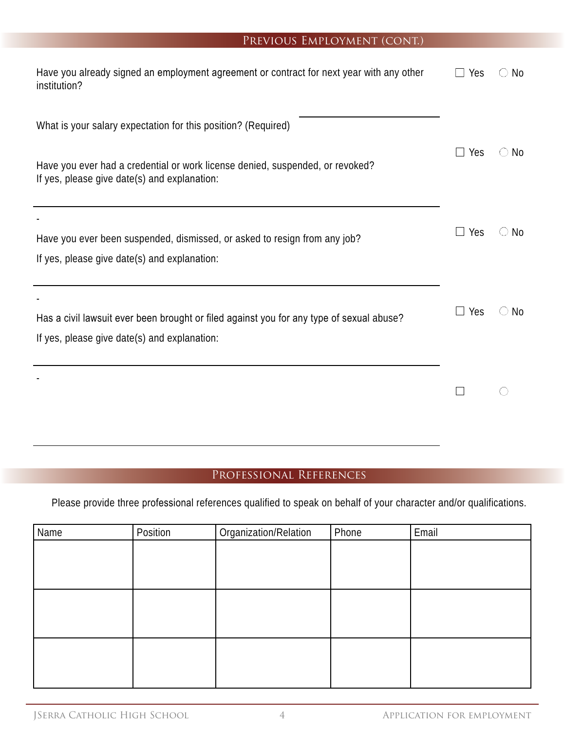## Previous Employment (cont.)

Have you already signed an employment agreement or contract for next year with any other institution? ☐ Yes ◌ No

What is your salary expectation for this position? (Required) ______________________

Have you ever had a credential or work license denied, suspended, or revoked? ☐ Yes ◌ No
If yes, please give date(s) and explanation:

______________________________________________

-

Have you ever been suspended, dismissed, or asked to resign from any job? ☐ Yes ◌ No

If yes, please give date(s) and explanation:

______________________________________________

-

Has a civil lawsuit ever been brought or filed against you for any type of sexual abuse? ☐ Yes ◌ No

If yes, please give date(s) and explanation:

______________________________________________

- ☐ ◌

______________________________________________

## Professional References

Please provide three professional references qualified to speak on behalf of your character and/or qualifications.

| Name | Position | Organization/Relation | Phone | Email |
|---|---|---|---|---|
| | | | | |
| | | | | |
| | | | | |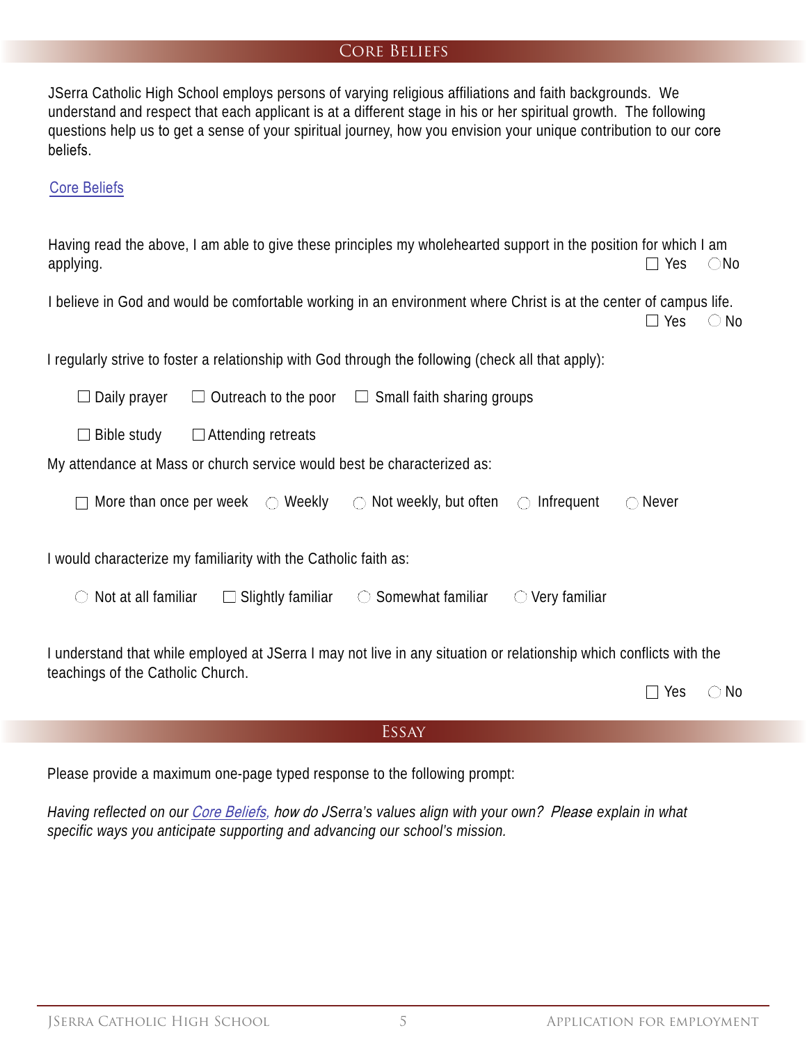## Core Beliefs

JSerra Catholic High School employs persons of varying religious affiliations and faith backgrounds. We understand and respect that each applicant is at a different stage in his or her spiritual growth. The following questions help us to get a sense of your spiritual journey, how you envision your unique contribution to our core beliefs.

Core Beliefs

Having read the above, I am able to give these principles my wholehearted support in the position for which I am applying.

☐ Yes ◯ No

I believe in God and would be comfortable working in an environment where Christ is at the center of campus life.

☐ Yes ◯ No

I regularly strive to foster a relationship with God through the following (check all that apply):

☐ Daily prayer ☐ Outreach to the poor ☐ Small faith sharing groups

☐ Bible study ☐ Attending retreats

My attendance at Mass or church service would best be characterized as:

☐ More than once per week ◯ Weekly ◯ Not weekly, but often ◯ Infrequent ◯ Never

I would characterize my familiarity with the Catholic faith as:

◯ Not at all familiar ☐ Slightly familiar ◯ Somewhat familiar ◯ Very familiar

I understand that while employed at JSerra I may not live in any situation or relationship which conflicts with the teachings of the Catholic Church.

☐ Yes ◯ No

## Essay

Please provide a maximum one-page typed response to the following prompt:

*Having reflected on our Core Beliefs, how do JSerra's values align with your own? Please explain in what specific ways you anticipate supporting and advancing our school's mission.*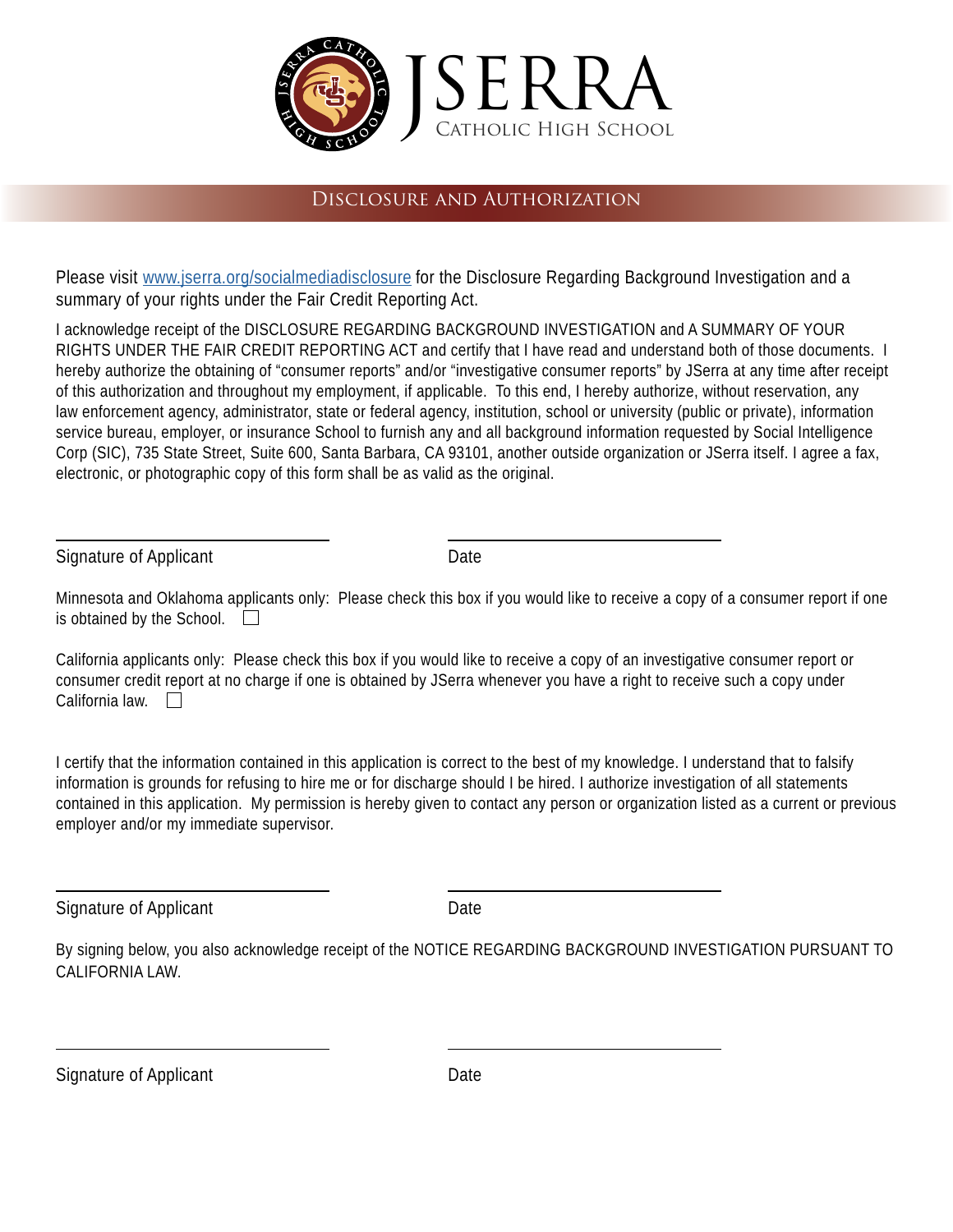# JSERRA

Catholic High School

## Disclosure and Authorization

Please visit [www.jserra.org/socialmediadisclosure](www.jserra.org/socialmediadisclosure) for the Disclosure Regarding Background Investigation and a summary of your rights under the Fair Credit Reporting Act.

I acknowledge receipt of the DISCLOSURE REGARDING BACKGROUND INVESTIGATION and A SUMMARY OF YOUR RIGHTS UNDER THE FAIR CREDIT REPORTING ACT and certify that I have read and understand both of those documents. I hereby authorize the obtaining of "consumer reports" and/or "investigative consumer reports" by JSerra at any time after receipt of this authorization and throughout my employment, if applicable. To this end, I hereby authorize, without reservation, any law enforcement agency, administrator, state or federal agency, institution, school or university (public or private), information service bureau, employer, or insurance School to furnish any and all background information requested by Social Intelligence Corp (SIC), 735 State Street, Suite 600, Santa Barbara, CA 93101, another outside organization or JSerra itself. I agree a fax, electronic, or photographic copy of this form shall be as valid as the original.

_____________________________ _____________________________

Signature of Applicant Date

Minnesota and Oklahoma applicants only: Please check this box if you would like to receive a copy of a consumer report if one is obtained by the School. ☐

California applicants only: Please check this box if you would like to receive a copy of an investigative consumer report or consumer credit report at no charge if one is obtained by JSerra whenever you have a right to receive such a copy under California law. ☐

I certify that the information contained in this application is correct to the best of my knowledge. I understand that to falsify information is grounds for refusing to hire me or for discharge should I be hired. I authorize investigation of all statements contained in this application. My permission is hereby given to contact any person or organization listed as a current or previous employer and/or my immediate supervisor.

_____________________________ _____________________________

Signature of Applicant Date

By signing below, you also acknowledge receipt of the NOTICE REGARDING BACKGROUND INVESTIGATION PURSUANT TO CALIFORNIA LAW.

_____________________________ _____________________________

Signature of Applicant Date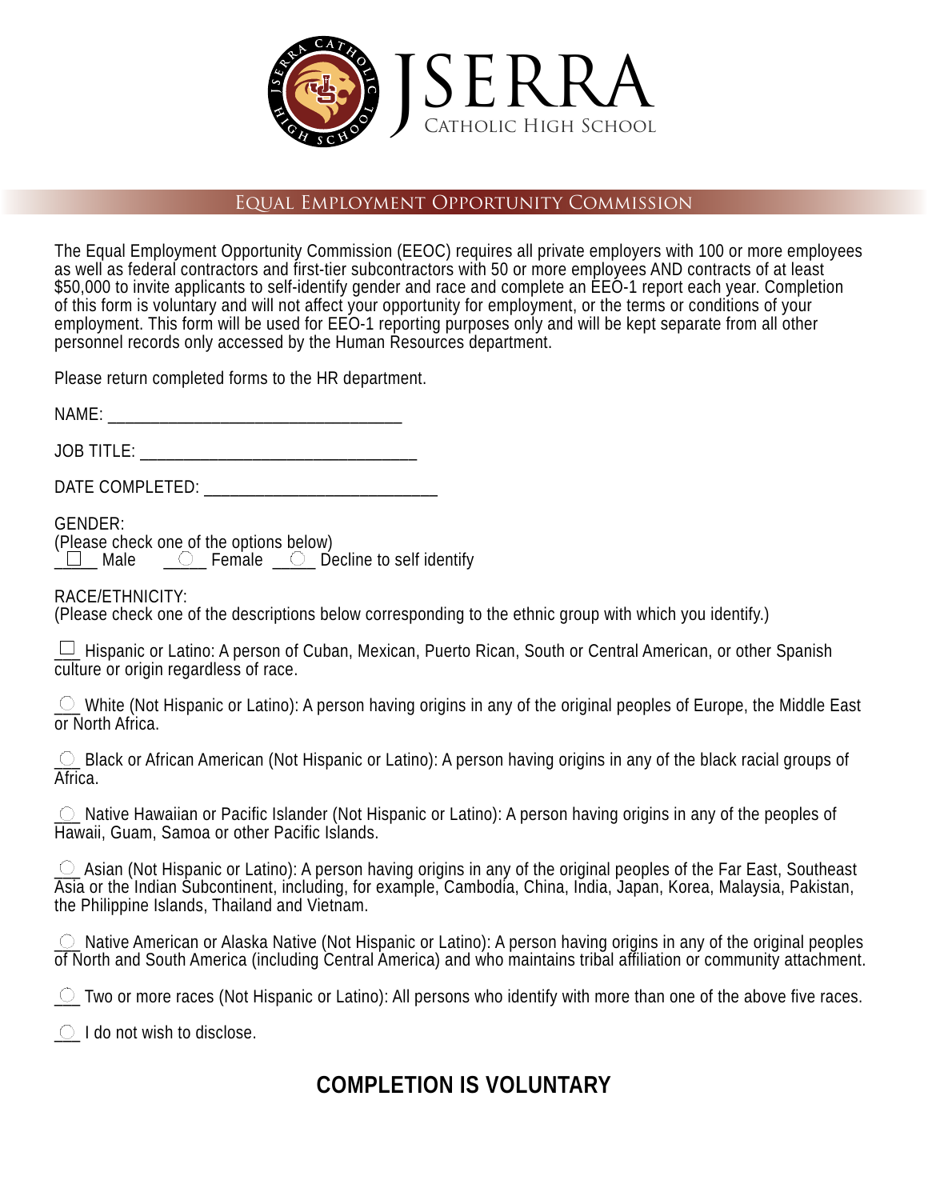# JSERRA CATHOLIC HIGH SCHOOL

## EQUAL EMPLOYMENT OPPORTUNITY COMMISSION

The Equal Employment Opportunity Commission (EEOC) requires all private employers with 100 or more employees as well as federal contractors and first-tier subcontractors with 50 or more employees AND contracts of at least $50,000 to invite applicants to self-identify gender and race and complete an EEO-1 report each year. Completion of this form is voluntary and will not affect your opportunity for employment, or the terms or conditions of your employment. This form will be used for EEO-1 reporting purposes only and will be kept separate from all other personnel records only accessed by the Human Resources department.

Please return completed forms to the HR department.

NAME: ___________________________________

JOB TITLE: _________________________________

DATE COMPLETED: ___________________________

GENDER:
(Please check one of the options below)
☐ Male ◯ Female ◯ Decline to self identify

RACE/ETHNICITY:
(Please check one of the descriptions below corresponding to the ethnic group with which you identify.)

☐ Hispanic or Latino: A person of Cuban, Mexican, Puerto Rican, South or Central American, or other Spanish culture or origin regardless of race.

◯ White (Not Hispanic or Latino): A person having origins in any of the original peoples of Europe, the Middle East or North Africa.

◯ Black or African American (Not Hispanic or Latino): A person having origins in any of the black racial groups of Africa.

◯ Native Hawaiian or Pacific Islander (Not Hispanic or Latino): A person having origins in any of the peoples of Hawaii, Guam, Samoa or other Pacific Islands.

◯ Asian (Not Hispanic or Latino): A person having origins in any of the original peoples of the Far East, Southeast Asia or the Indian Subcontinent, including, for example, Cambodia, China, India, Japan, Korea, Malaysia, Pakistan, the Philippine Islands, Thailand and Vietnam.

◯ Native American or Alaska Native (Not Hispanic or Latino): A person having origins in any of the original peoples of North and South America (including Central America) and who maintains tribal affiliation or community attachment.

◯ Two or more races (Not Hispanic or Latino): All persons who identify with more than one of the above five races.

◯ I do not wish to disclose.

**COMPLETION IS VOLUNTARY**